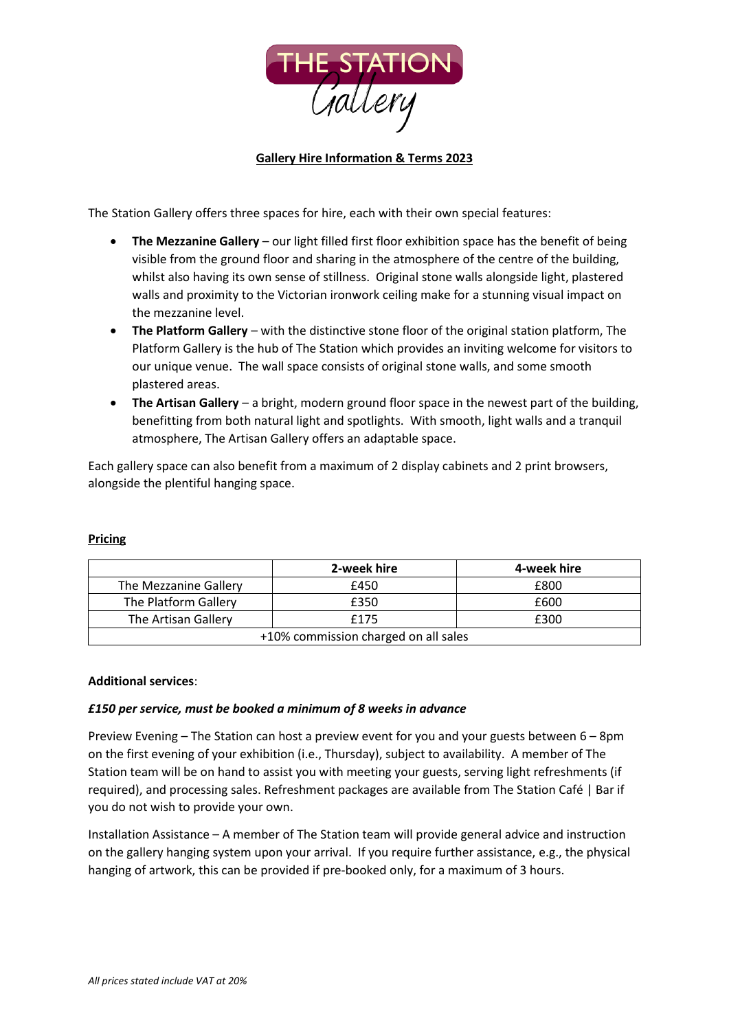# THE STATION Gallery

## Gallery Hire Information & Terms 2023

The Station Gallery offers three spaces for hire, each with their own special features:

- **The Mezzanine Gallery** – our light filled first floor exhibition space has the benefit of being visible from the ground floor and sharing in the atmosphere of the centre of the building, whilst also having its own sense of stillness. Original stone walls alongside light, plastered walls and proximity to the Victorian ironwork ceiling make for a stunning visual impact on the mezzanine level.
- **The Platform Gallery** – with the distinctive stone floor of the original station platform, The Platform Gallery is the hub of The Station which provides an inviting welcome for visitors to our unique venue. The wall space consists of original stone walls, and some smooth plastered areas.
- **The Artisan Gallery** – a bright, modern ground floor space in the newest part of the building, benefitting from both natural light and spotlights. With smooth, light walls and a tranquil atmosphere, The Artisan Gallery offers an adaptable space.

Each gallery space can also benefit from a maximum of 2 display cabinets and 2 print browsers, alongside the plentiful hanging space.

**Pricing**

| | 2-week hire | 4-week hire |
|---|---|---|
| The Mezzanine Gallery | £450 | £800 |
| The Platform Gallery | £350 | £600 |
| The Artisan Gallery | £175 | £300 |
| +10% commission charged on all sales | | |

**Additional services**:

***£150 per service, must be booked a minimum of 8 weeks in advance***

Preview Evening – The Station can host a preview event for you and your guests between 6 – 8pm on the first evening of your exhibition (i.e., Thursday), subject to availability. A member of The Station team will be on hand to assist you with meeting your guests, serving light refreshments (if required), and processing sales. Refreshment packages are available from The Station Café | Bar if you do not wish to provide your own.

Installation Assistance – A member of The Station team will provide general advice and instruction on the gallery hanging system upon your arrival. If you require further assistance, e.g., the physical hanging of artwork, this can be provided if pre-booked only, for a maximum of 3 hours.

*All prices stated include VAT at 20%*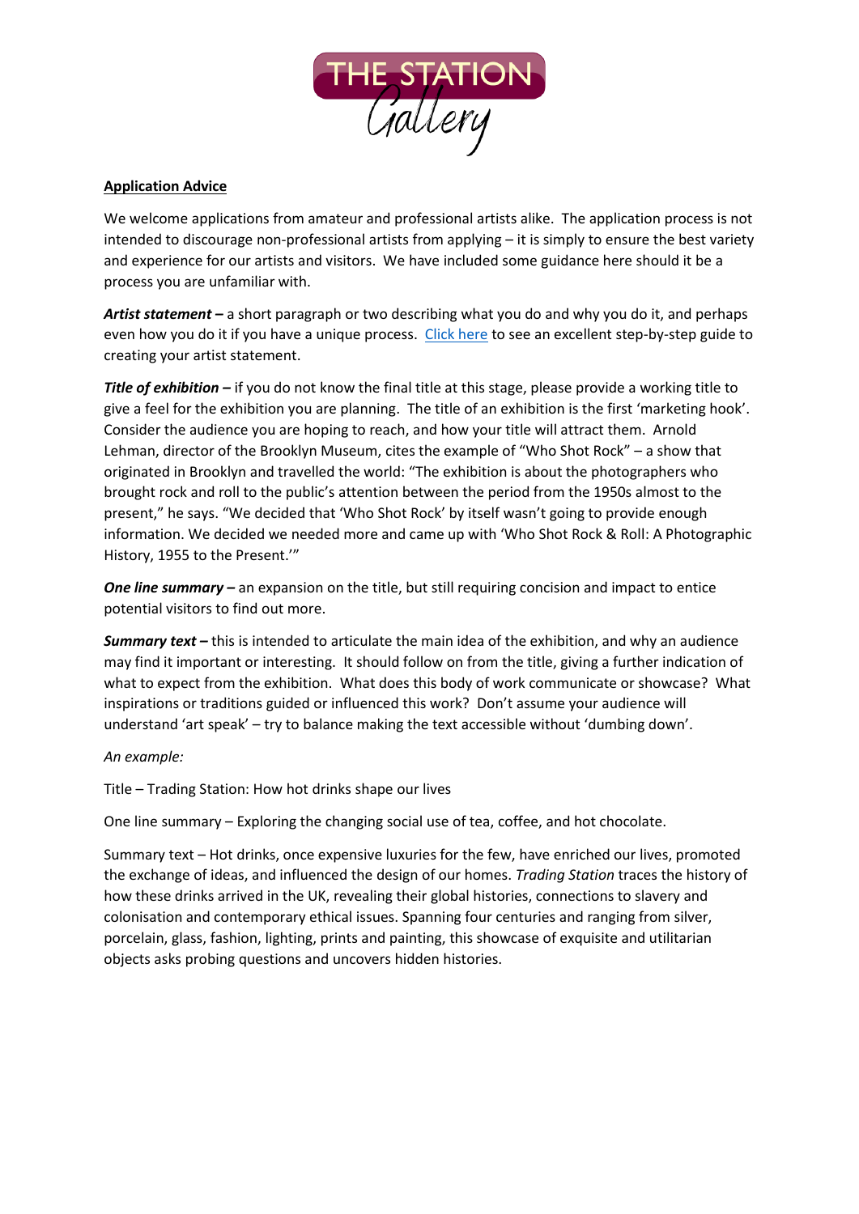**Application Advice**

We welcome applications from amateur and professional artists alike. The application process is not intended to discourage non-professional artists from applying – it is simply to ensure the best variety and experience for our artists and visitors. We have included some guidance here should it be a process you are unfamiliar with.

***Artist statement –*** a short paragraph or two describing what you do and why you do it, and perhaps even how you do it if you have a unique process. Click here to see an excellent step-by-step guide to creating your artist statement.

***Title of exhibition –*** if you do not know the final title at this stage, please provide a working title to give a feel for the exhibition you are planning. The title of an exhibition is the first 'marketing hook'. Consider the audience you are hoping to reach, and how your title will attract them. Arnold Lehman, director of the Brooklyn Museum, cites the example of "Who Shot Rock" – a show that originated in Brooklyn and travelled the world: "The exhibition is about the photographers who brought rock and roll to the public's attention between the period from the 1950s almost to the present," he says. "We decided that 'Who Shot Rock' by itself wasn't going to provide enough information. We decided we needed more and came up with 'Who Shot Rock & Roll: A Photographic History, 1955 to the Present.'"

***One line summary –*** an expansion on the title, but still requiring concision and impact to entice potential visitors to find out more.

***Summary text –*** this is intended to articulate the main idea of the exhibition, and why an audience may find it important or interesting. It should follow on from the title, giving a further indication of what to expect from the exhibition. What does this body of work communicate or showcase? What inspirations or traditions guided or influenced this work? Don't assume your audience will understand 'art speak' – try to balance making the text accessible without 'dumbing down'.

*An example:*

Title – Trading Station: How hot drinks shape our lives

One line summary – Exploring the changing social use of tea, coffee, and hot chocolate.

Summary text – Hot drinks, once expensive luxuries for the few, have enriched our lives, promoted the exchange of ideas, and influenced the design of our homes. *Trading Station* traces the history of how these drinks arrived in the UK, revealing their global histories, connections to slavery and colonisation and contemporary ethical issues. Spanning four centuries and ranging from silver, porcelain, glass, fashion, lighting, prints and painting, this showcase of exquisite and utilitarian objects asks probing questions and uncovers hidden histories.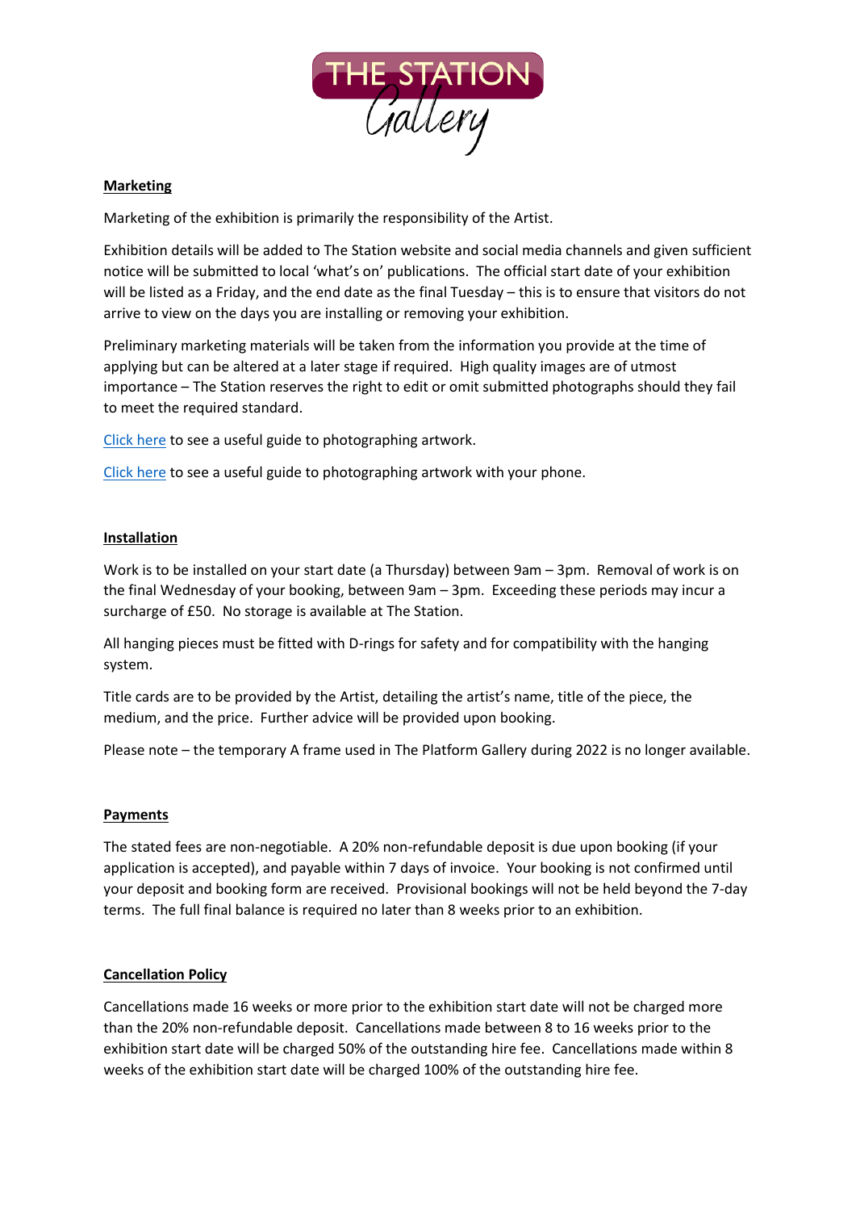## Marketing

Marketing of the exhibition is primarily the responsibility of the Artist.

Exhibition details will be added to The Station website and social media channels and given sufficient notice will be submitted to local 'what's on' publications. The official start date of your exhibition will be listed as a Friday, and the end date as the final Tuesday – this is to ensure that visitors do not arrive to view on the days you are installing or removing your exhibition.

Preliminary marketing materials will be taken from the information you provide at the time of applying but can be altered at a later stage if required. High quality images are of utmost importance – The Station reserves the right to edit or omit submitted photographs should they fail to meet the required standard.

Click here to see a useful guide to photographing artwork.

Click here to see a useful guide to photographing artwork with your phone.

## Installation

Work is to be installed on your start date (a Thursday) between 9am – 3pm. Removal of work is on the final Wednesday of your booking, between 9am – 3pm. Exceeding these periods may incur a surcharge of £50. No storage is available at The Station.

All hanging pieces must be fitted with D-rings for safety and for compatibility with the hanging system.

Title cards are to be provided by the Artist, detailing the artist's name, title of the piece, the medium, and the price. Further advice will be provided upon booking.

Please note – the temporary A frame used in The Platform Gallery during 2022 is no longer available.

## Payments

The stated fees are non-negotiable. A 20% non-refundable deposit is due upon booking (if your application is accepted), and payable within 7 days of invoice. Your booking is not confirmed until your deposit and booking form are received. Provisional bookings will not be held beyond the 7-day terms. The full final balance is required no later than 8 weeks prior to an exhibition.

## Cancellation Policy

Cancellations made 16 weeks or more prior to the exhibition start date will not be charged more than the 20% non-refundable deposit. Cancellations made between 8 to 16 weeks prior to the exhibition start date will be charged 50% of the outstanding hire fee. Cancellations made within 8 weeks of the exhibition start date will be charged 100% of the outstanding hire fee.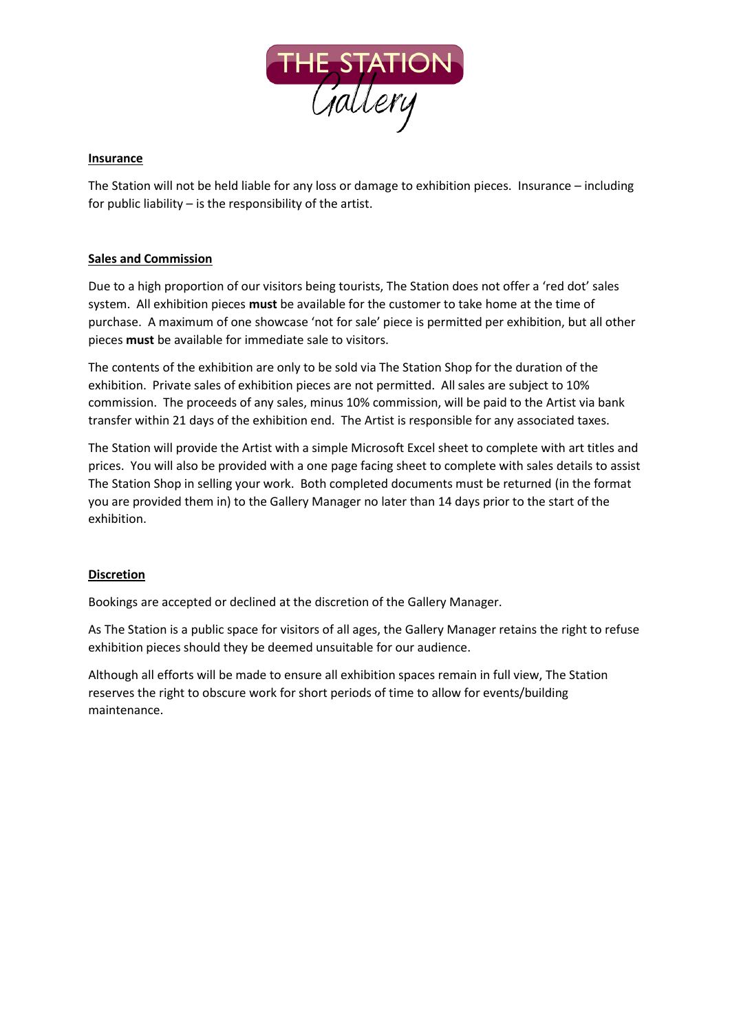THE STATION Gallery

**Insurance**

The Station will not be held liable for any loss or damage to exhibition pieces. Insurance – including for public liability – is the responsibility of the artist.

**Sales and Commission**

Due to a high proportion of our visitors being tourists, The Station does not offer a 'red dot' sales system. All exhibition pieces **must** be available for the customer to take home at the time of purchase. A maximum of one showcase 'not for sale' piece is permitted per exhibition, but all other pieces **must** be available for immediate sale to visitors.

The contents of the exhibition are only to be sold via The Station Shop for the duration of the exhibition. Private sales of exhibition pieces are not permitted. All sales are subject to 10% commission. The proceeds of any sales, minus 10% commission, will be paid to the Artist via bank transfer within 21 days of the exhibition end. The Artist is responsible for any associated taxes.

The Station will provide the Artist with a simple Microsoft Excel sheet to complete with art titles and prices. You will also be provided with a one page facing sheet to complete with sales details to assist The Station Shop in selling your work. Both completed documents must be returned (in the format you are provided them in) to the Gallery Manager no later than 14 days prior to the start of the exhibition.

**Discretion**

Bookings are accepted or declined at the discretion of the Gallery Manager.

As The Station is a public space for visitors of all ages, the Gallery Manager retains the right to refuse exhibition pieces should they be deemed unsuitable for our audience.

Although all efforts will be made to ensure all exhibition spaces remain in full view, The Station reserves the right to obscure work for short periods of time to allow for events/building maintenance.